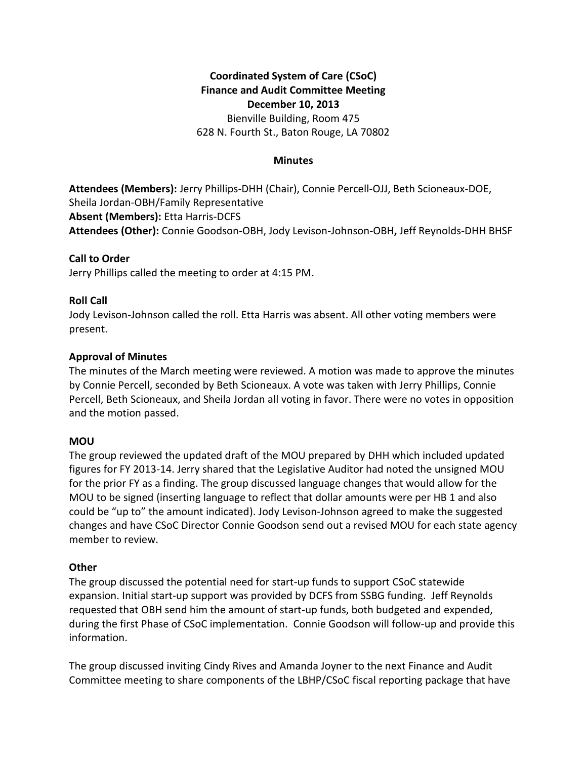**Coordinated System of Care (CSoC)**
**Finance and Audit Committee Meeting**
**December 10, 2013**
Bienville Building, Room 475
628 N. Fourth St., Baton Rouge, LA 70802

**Minutes**

**Attendees (Members):** Jerry Phillips-DHH (Chair), Connie Percell-OJJ, Beth Scioneaux-DOE, Sheila Jordan-OBH/Family Representative
**Absent (Members):** Etta Harris-DCFS
**Attendees (Other):** Connie Goodson-OBH, Jody Levison-Johnson-OBH**,** Jeff Reynolds-DHH BHSF

**Call to Order**
Jerry Phillips called the meeting to order at 4:15 PM.

**Roll Call**
Jody Levison-Johnson called the roll. Etta Harris was absent. All other voting members were present.

**Approval of Minutes**
The minutes of the March meeting were reviewed. A motion was made to approve the minutes by Connie Percell, seconded by Beth Scioneaux. A vote was taken with Jerry Phillips, Connie Percell, Beth Scioneaux, and Sheila Jordan all voting in favor. There were no votes in opposition and the motion passed.

**MOU**
The group reviewed the updated draft of the MOU prepared by DHH which included updated figures for FY 2013-14. Jerry shared that the Legislative Auditor had noted the unsigned MOU for the prior FY as a finding. The group discussed language changes that would allow for the MOU to be signed (inserting language to reflect that dollar amounts were per HB 1 and also could be "up to" the amount indicated). Jody Levison-Johnson agreed to make the suggested changes and have CSoC Director Connie Goodson send out a revised MOU for each state agency member to review.

**Other**
The group discussed the potential need for start-up funds to support CSoC statewide expansion. Initial start-up support was provided by DCFS from SSBG funding. Jeff Reynolds requested that OBH send him the amount of start-up funds, both budgeted and expended, during the first Phase of CSoC implementation. Connie Goodson will follow-up and provide this information.

The group discussed inviting Cindy Rives and Amanda Joyner to the next Finance and Audit Committee meeting to share components of the LBHP/CSoC fiscal reporting package that have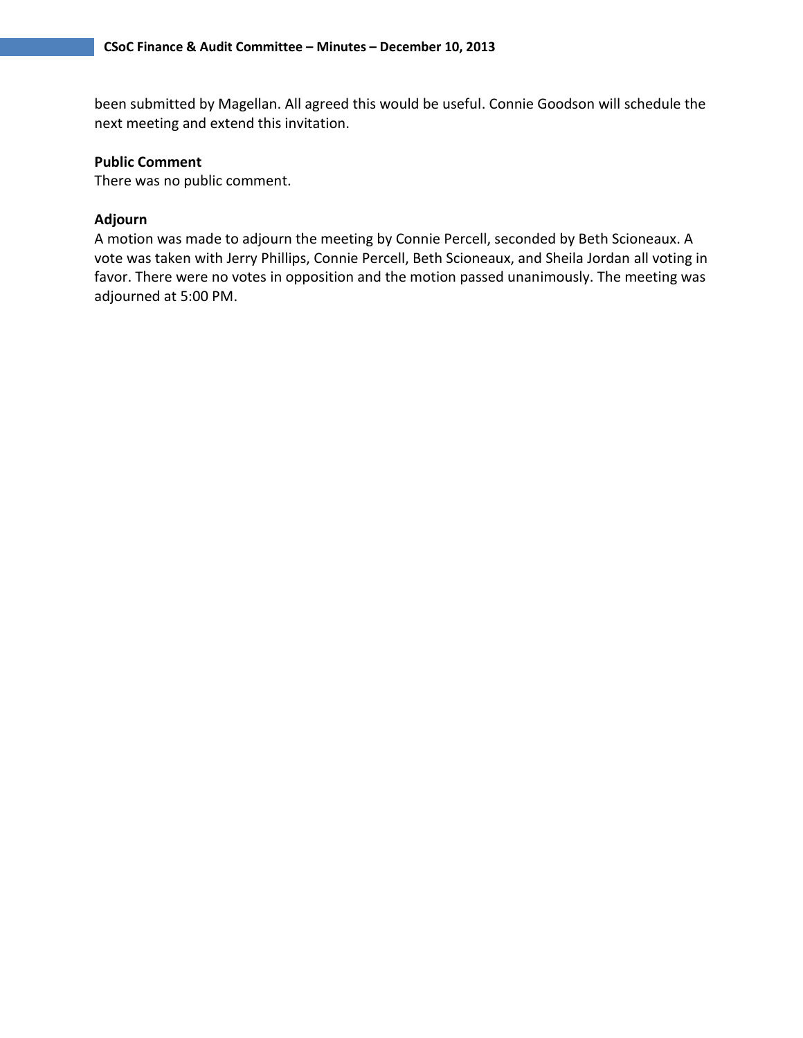been submitted by Magellan. All agreed this would be useful. Connie Goodson will schedule the next meeting and extend this invitation.

**Public Comment**

There was no public comment.

**Adjourn**

A motion was made to adjourn the meeting by Connie Percell, seconded by Beth Scioneaux. A vote was taken with Jerry Phillips, Connie Percell, Beth Scioneaux, and Sheila Jordan all voting in favor. There were no votes in opposition and the motion passed unanimously. The meeting was adjourned at 5:00 PM.